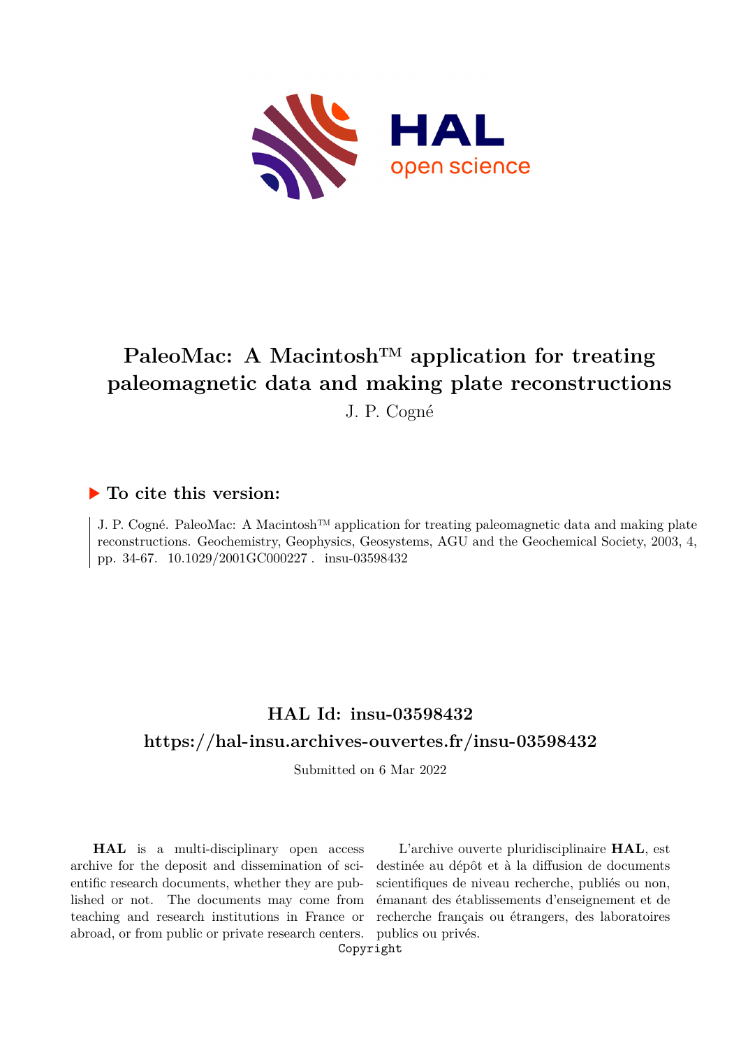# PaleoMac: A Macintosh™ application for treating paleomagnetic data and making plate reconstructions

J. P. Cogné

## ▶ To cite this version:

J. P. Cogné. PaleoMac: A Macintosh™ application for treating paleomagnetic data and making plate reconstructions. Geochemistry, Geophysics, Geosystems, AGU and the Geochemical Society, 2003, 4, pp. 34-67. 10.1029/2001GC000227 . insu-03598432

## HAL Id: insu-03598432

## https://hal-insu.archives-ouvertes.fr/insu-03598432

Submitted on 6 Mar 2022

**HAL** is a multi-disciplinary open access archive for the deposit and dissemination of scientific research documents, whether they are published or not. The documents may come from teaching and research institutions in France or abroad, or from public or private research centers.

L'archive ouverte pluridisciplinaire **HAL**, est destinée au dépôt et à la diffusion de documents scientifiques de niveau recherche, publiés ou non, émanant des établissements d'enseignement et de recherche français ou étrangers, des laboratoires publics ou privés.

Copyright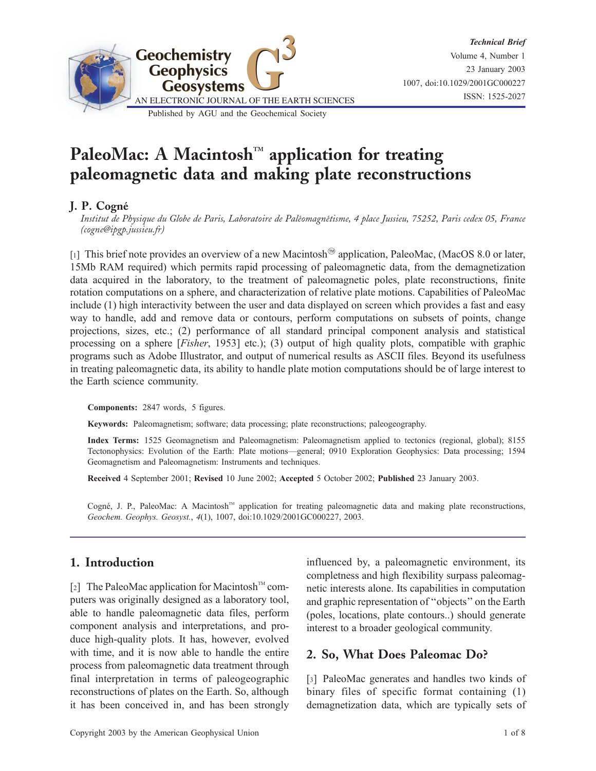Technical Brief

# PaleoMac: A Macintosh™ application for treating paleomagnetic data and making plate reconstructions

## J. P. Cogné

*Institut de Physique du Globe de Paris, Laboratoire de Paléomagnétisme, 4 place Jussieu, 75252, Paris cedex 05, France (cogne@ipgp.jussieu.fr)*

[1] This brief note provides an overview of a new Macintosh® application, PaleoMac, (MacOS 8.0 or later, 15Mb RAM required) which permits rapid processing of paleomagnetic data, from the demagnetization data acquired in the laboratory, to the treatment of paleomagnetic poles, plate reconstructions, finite rotation computations on a sphere, and characterization of relative plate motions. Capabilities of PaleoMac include (1) high interactivity between the user and data displayed on screen which provides a fast and easy way to handle, add and remove data or contours, perform computations on subsets of points, change projections, sizes, etc.; (2) performance of all standard principal component analysis and statistical processing on a sphere [*Fisher*, 1953] etc.); (3) output of high quality plots, compatible with graphic programs such as Adobe Illustrator, and output of numerical results as ASCII files. Beyond its usefulness in treating paleomagnetic data, its ability to handle plate motion computations should be of large interest to the Earth science community.

**Components:** 2847 words, 5 figures.

**Keywords:** Paleomagnetism; software; data processing; plate reconstructions; paleogeography.

**Index Terms:** 1525 Geomagnetism and Paleomagnetism: Paleomagnetism applied to tectonics (regional, global); 8155 Tectonophysics: Evolution of the Earth: Plate motions—general; 0910 Exploration Geophysics: Data processing; 1594 Geomagnetism and Paleomagnetism: Instruments and techniques.

**Received** 4 September 2001; **Revised** 10 June 2002; **Accepted** 5 October 2002; **Published** 23 January 2003.

Cogné, J. P., PaleoMac: A Macintosh™ application for treating paleomagnetic data and making plate reconstructions, *Geochem. Geophys. Geosyst.*, *4*(1), 1007, doi:10.1029/2001GC000227, 2003.

## 1. Introduction

[2] The PaleoMac application for Macintosh™ computers was originally designed as a laboratory tool, able to handle paleomagnetic data files, perform component analysis and interpretations, and produce high-quality plots. It has, however, evolved with time, and it is now able to handle the entire process from paleomagnetic data treatment through final interpretation in terms of paleogeographic reconstructions of plates on the Earth. So, although it has been conceived in, and has been strongly influenced by, a paleomagnetic environment, its completness and high flexibility surpass paleomagnetic interests alone. Its capabilities in computation and graphic representation of "objects" on the Earth (poles, locations, plate contours..) should generate interest to a broader geological community.

## 2. So, What Does Paleomac Do?

[3] PaleoMac generates and handles two kinds of binary files of specific format containing (1) demagnetization data, which are typically sets of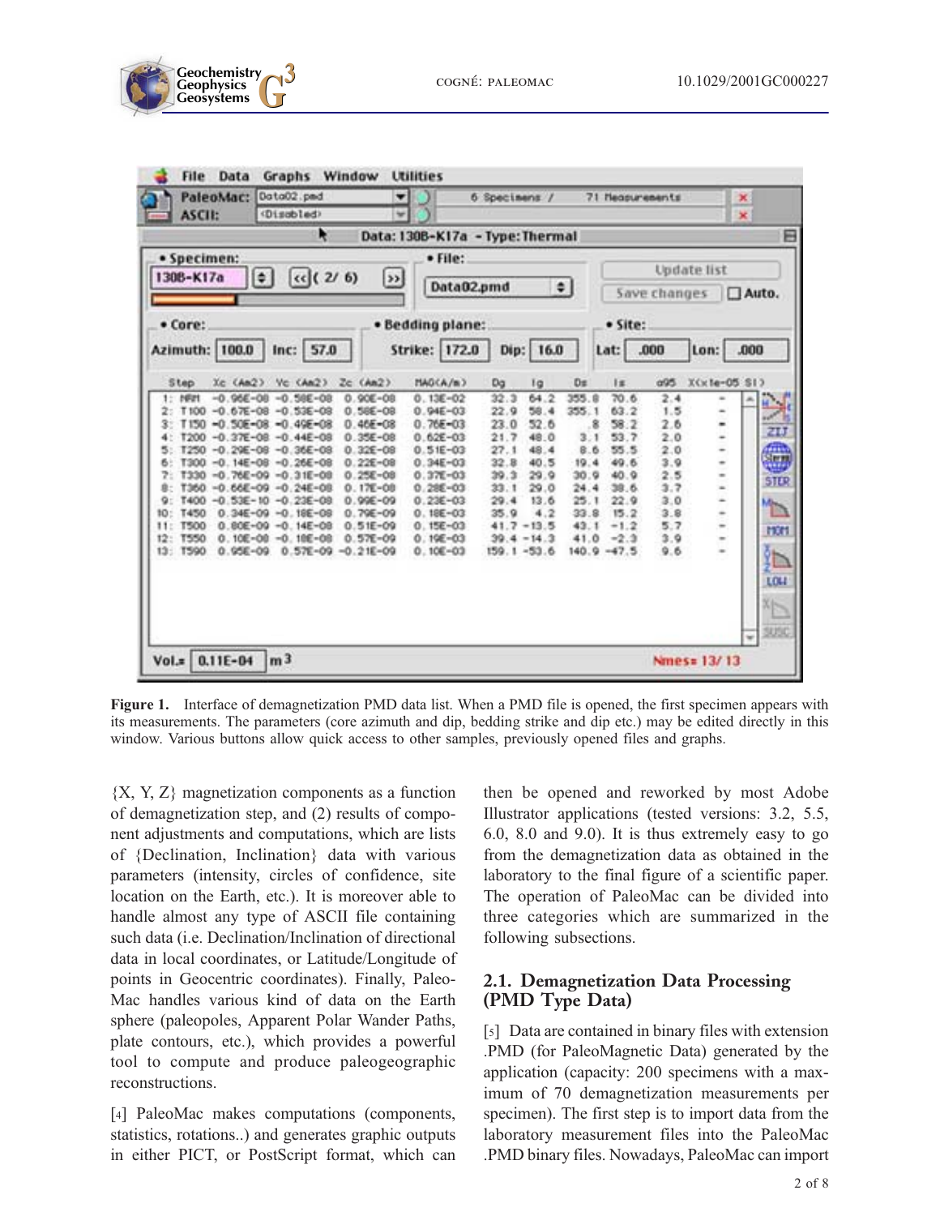Figure 1. Interface of demagnetization PMD data list. When a PMD file is opened, the first specimen appears with its measurements. The parameters (core azimuth and dip, bedding strike and dip etc.) may be edited directly in this window. Various buttons allow quick access to other samples, previously opened files and graphs.

{X, Y, Z} magnetization components as a function of demagnetization step, and (2) results of component adjustments and computations, which are lists of {Declination, Inclination} data with various parameters (intensity, circles of confidence, site location on the Earth, etc.). It is moreover able to handle almost any type of ASCII file containing such data (i.e. Declination/Inclination of directional data in local coordinates, or Latitude/Longitude of points in Geocentric coordinates). Finally, PaleoMac handles various kind of data on the Earth sphere (paleopoles, Apparent Polar Wander Paths, plate contours, etc.), which provides a powerful tool to compute and produce paleogeographic reconstructions.

[4] PaleoMac makes computations (components, statistics, rotations..) and generates graphic outputs in either PICT, or PostScript format, which can then be opened and reworked by most Adobe Illustrator applications (tested versions: 3.2, 5.5, 6.0, 8.0 and 9.0). It is thus extremely easy to go from the demagnetization data as obtained in the laboratory to the final figure of a scientific paper. The operation of PaleoMac can be divided into three categories which are summarized in the following subsections.

## 2.1. Demagnetization Data Processing (PMD Type Data)

[5] Data are contained in binary files with extension .PMD (for PaleoMagnetic Data) generated by the application (capacity: 200 specimens with a maximum of 70 demagnetization measurements per specimen). The first step is to import data from the laboratory measurement files into the PaleoMac .PMD binary files. Nowadays, PaleoMac can import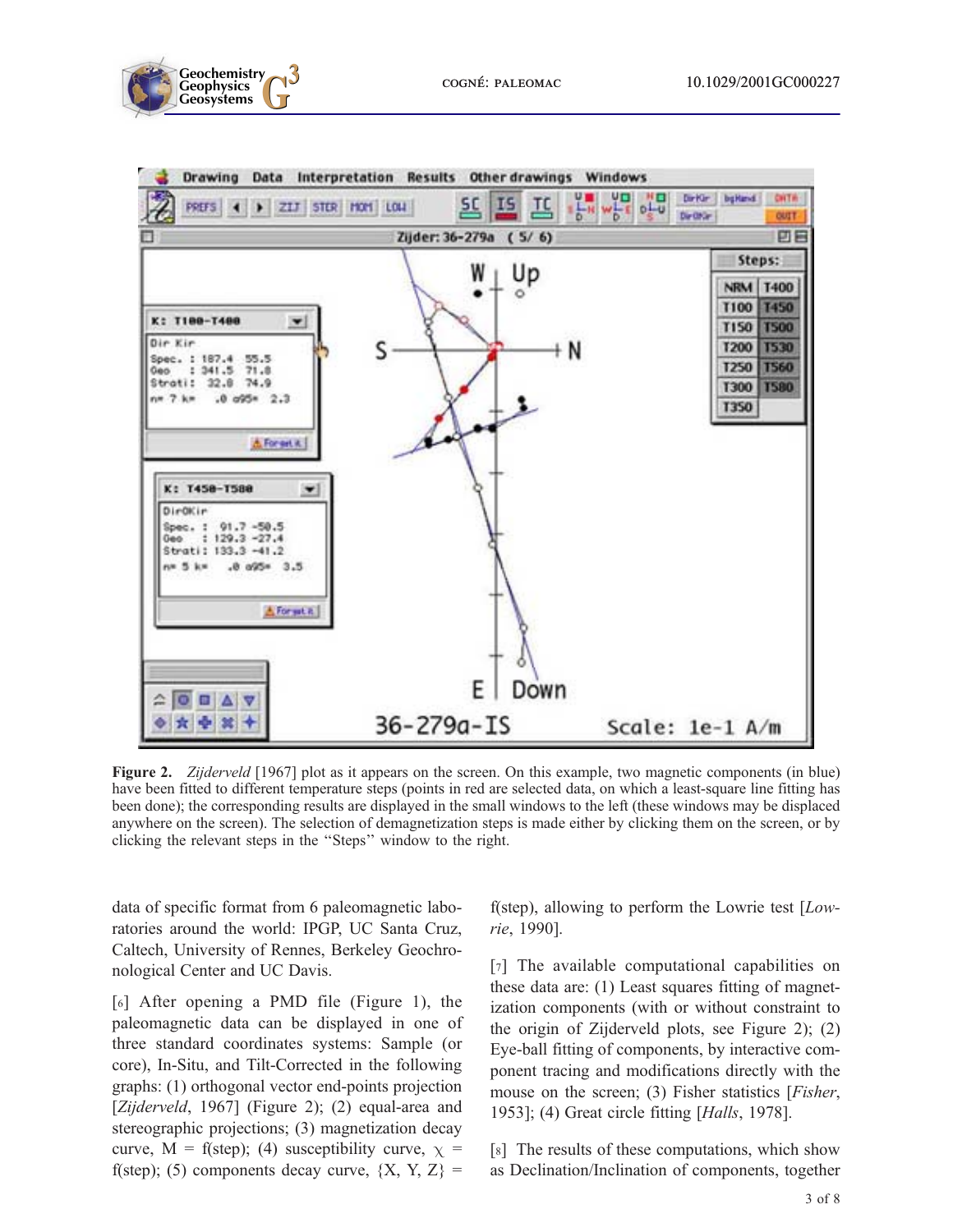**Figure 2.** *Zijderveld* [1967] plot as it appears on the screen. On this example, two magnetic components (in blue) have been fitted to different temperature steps (points in red are selected data, on which a least-square line fitting has been done); the corresponding results are displayed in the small windows to the left (these windows may be displaced anywhere on the screen). The selection of demagnetization steps is made either by clicking them on the screen, or by clicking the relevant steps in the "Steps" window to the right.

data of specific format from 6 paleomagnetic laboratories around the world: IPGP, UC Santa Cruz, Caltech, University of Rennes, Berkeley Geochronological Center and UC Davis.

[6] After opening a PMD file (Figure 1), the paleomagnetic data can be displayed in one of three standard coordinates systems: Sample (or core), In-Situ, and Tilt-Corrected in the following graphs: (1) orthogonal vector end-points projection [*Zijderveld*, 1967] (Figure 2); (2) equal-area and stereographic projections; (3) magnetization decay curve, M = f(step); (4) susceptibility curve, $\chi$ = f(step); (5) components decay curve, {X, Y, Z} = f(step), allowing to perform the Lowrie test [*Lowrie*, 1990].

[7] The available computational capabilities on these data are: (1) Least squares fitting of magnetization components (with or without constraint to the origin of Zijderveld plots, see Figure 2); (2) Eye-ball fitting of components, by interactive component tracing and modifications directly with the mouse on the screen; (3) Fisher statistics [*Fisher*, 1953]; (4) Great circle fitting [*Halls*, 1978].

[8] The results of these computations, which show as Declination/Inclination of components, together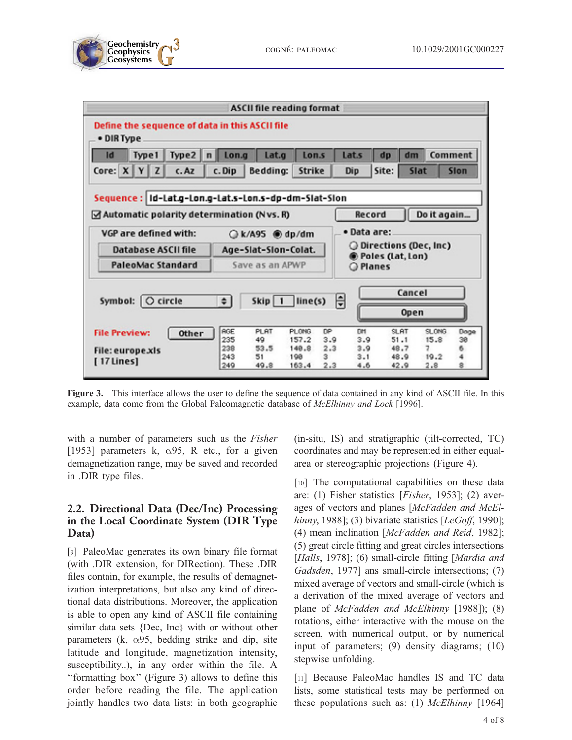Figure 3. This interface allows the user to define the sequence of data contained in any kind of ASCII file. In this example, data come from the Global Paleomagnetic database of *McElhinny and Lock* [1996].

with a number of parameters such as the *Fisher* [1953] parameters k, α95, R etc., for a given demagnetization range, may be saved and recorded in .DIR type files.

### 2.2. Directional Data (Dec/Inc) Processing in the Local Coordinate System (DIR Type Data)

[9] PaleoMac generates its own binary file format (with .DIR extension, for DIRection). These .DIR files contain, for example, the results of demagnetization interpretations, but also any kind of directional data distributions. Moreover, the application is able to open any kind of ASCII file containing similar data sets {Dec, Inc} with or without other parameters (k, α95, bedding strike and dip, site latitude and longitude, magnetization intensity, susceptibility..), in any order within the file. A "formatting box" (Figure 3) allows to define this order before reading the file. The application jointly handles two data lists: in both geographic (in-situ, IS) and stratigraphic (tilt-corrected, TC) coordinates and may be represented in either equal-area or stereographic projections (Figure 4).

[10] The computational capabilities on these data are: (1) Fisher statistics [*Fisher*, 1953]; (2) averages of vectors and planes [*McFadden and McElhinny*, 1988]; (3) bivariate statistics [*LeGoff*, 1990]; (4) mean inclination [*McFadden and Reid*, 1982]; (5) great circle fitting and great circles intersections [*Halls*, 1978]; (6) small-circle fitting [*Mardia and Gadsden*, 1977] ans small-circle intersections; (7) mixed average of vectors and small-circle (which is a derivation of the mixed average of vectors and plane of *McFadden and McElhinny* [1988]); (8) rotations, either interactive with the mouse on the screen, with numerical output, or by numerical input of parameters; (9) density diagrams; (10) stepwise unfolding.

[11] Because PaleoMac handles IS and TC data lists, some statistical tests may be performed on these populations such as: (1) *McElhinny* [1964]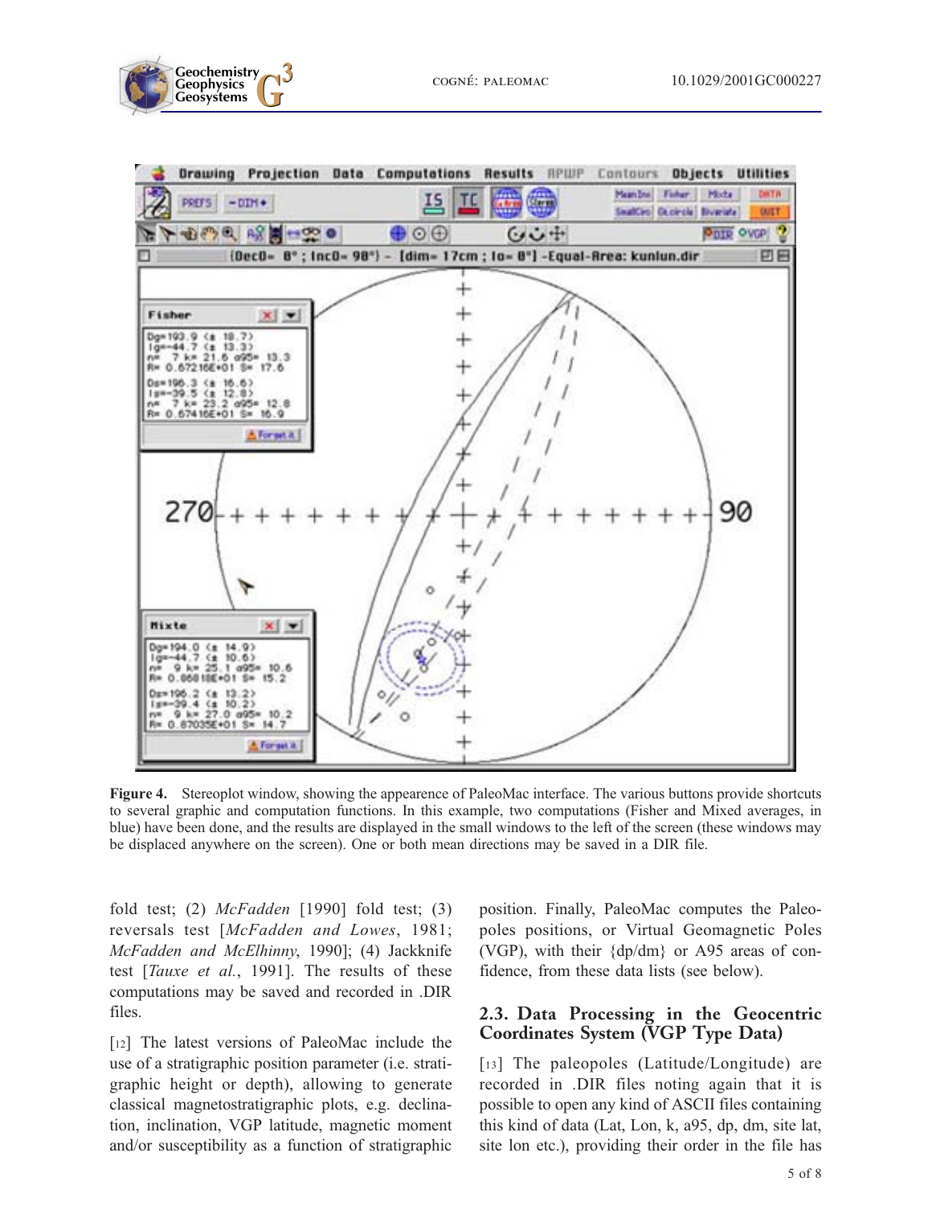Figure 4. Stereoplot window, showing the appearence of PaleoMac interface. The various buttons provide shortcuts to several graphic and computation functions. In this example, two computations (Fisher and Mixed averages, in blue) have been done, and the results are displayed in the small windows to the left of the screen (these windows may be displaced anywhere on the screen). One or both mean directions may be saved in a DIR file.

fold test; (2) *McFadden* [1990] fold test; (3) reversals test [*McFadden and Lowes*, 1981; *McFadden and McElhinny*, 1990]; (4) Jackknife test [*Tauxe et al.*, 1991]. The results of these computations may be saved and recorded in .DIR files.

[12] The latest versions of PaleoMac include the use of a stratigraphic position parameter (i.e. stratigraphic height or depth), allowing to generate classical magnetostratigraphic plots, e.g. declination, inclination, VGP latitude, magnetic moment and/or susceptibility as a function of stratigraphic position. Finally, PaleoMac computes the Paleopoles positions, or Virtual Geomagnetic Poles (VGP), with their {dp/dm} or A95 areas of confidence, from these data lists (see below).

## 2.3. Data Processing in the Geocentric Coordinates System (VGP Type Data)

[13] The paleopoles (Latitude/Longitude) are recorded in .DIR files noting again that it is possible to open any kind of ASCII files containing this kind of data (Lat, Lon, k, a95, dp, dm, site lat, site lon etc.), providing their order in the file has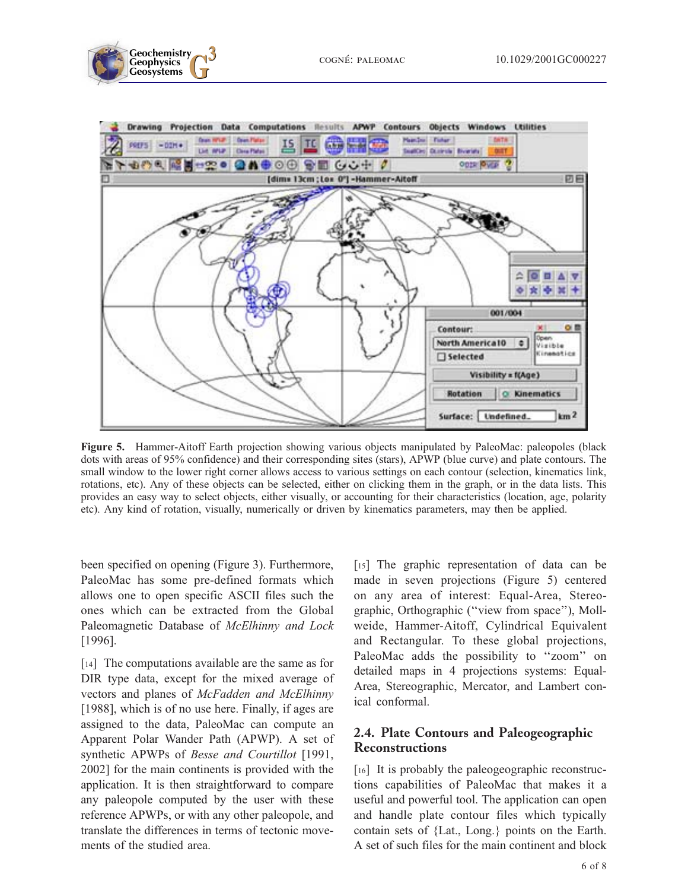**Figure 5.** Hammer-Aitoff Earth projection showing various objects manipulated by PaleoMac: paleopoles (black dots with areas of 95% confidence) and their corresponding sites (stars), APWP (blue curve) and plate contours. The small window to the lower right corner allows access to various settings on each contour (selection, kinematics link, rotations, etc). Any of these objects can be selected, either on clicking them in the graph, or in the data lists. This provides an easy way to select objects, either visually, or accounting for their characteristics (location, age, polarity etc). Any kind of rotation, visually, numerically or driven by kinematics parameters, may then be applied.

been specified on opening (Figure 3). Furthermore, PaleoMac has some pre-defined formats which allows one to open specific ASCII files such the ones which can be extracted from the Global Paleomagnetic Database of *McElhinny and Lock* [1996].

[14] The computations available are the same as for DIR type data, except for the mixed average of vectors and planes of *McFadden and McElhinny* [1988], which is of no use here. Finally, if ages are assigned to the data, PaleoMac can compute an Apparent Polar Wander Path (APWP). A set of synthetic APWPs of *Besse and Courtillot* [1991, 2002] for the main continents is provided with the application. It is then straightforward to compare any paleopole computed by the user with these reference APWPs, or with any other paleopole, and translate the differences in terms of tectonic movements of the studied area.

[15] The graphic representation of data can be made in seven projections (Figure 5) centered on any area of interest: Equal-Area, Stereographic, Orthographic ("view from space"), Mollweide, Hammer-Aitoff, Cylindrical Equivalent and Rectangular. To these global projections, PaleoMac adds the possibility to "zoom" on detailed maps in 4 projections systems: Equal-Area, Stereographic, Mercator, and Lambert conical conformal.

## 2.4. Plate Contours and Paleogeographic Reconstructions

[16] It is probably the paleogeographic reconstructions capabilities of PaleoMac that makes it a useful and powerful tool. The application can open and handle plate contour files which typically contain sets of {Lat., Long.} points on the Earth. A set of such files for the main continent and block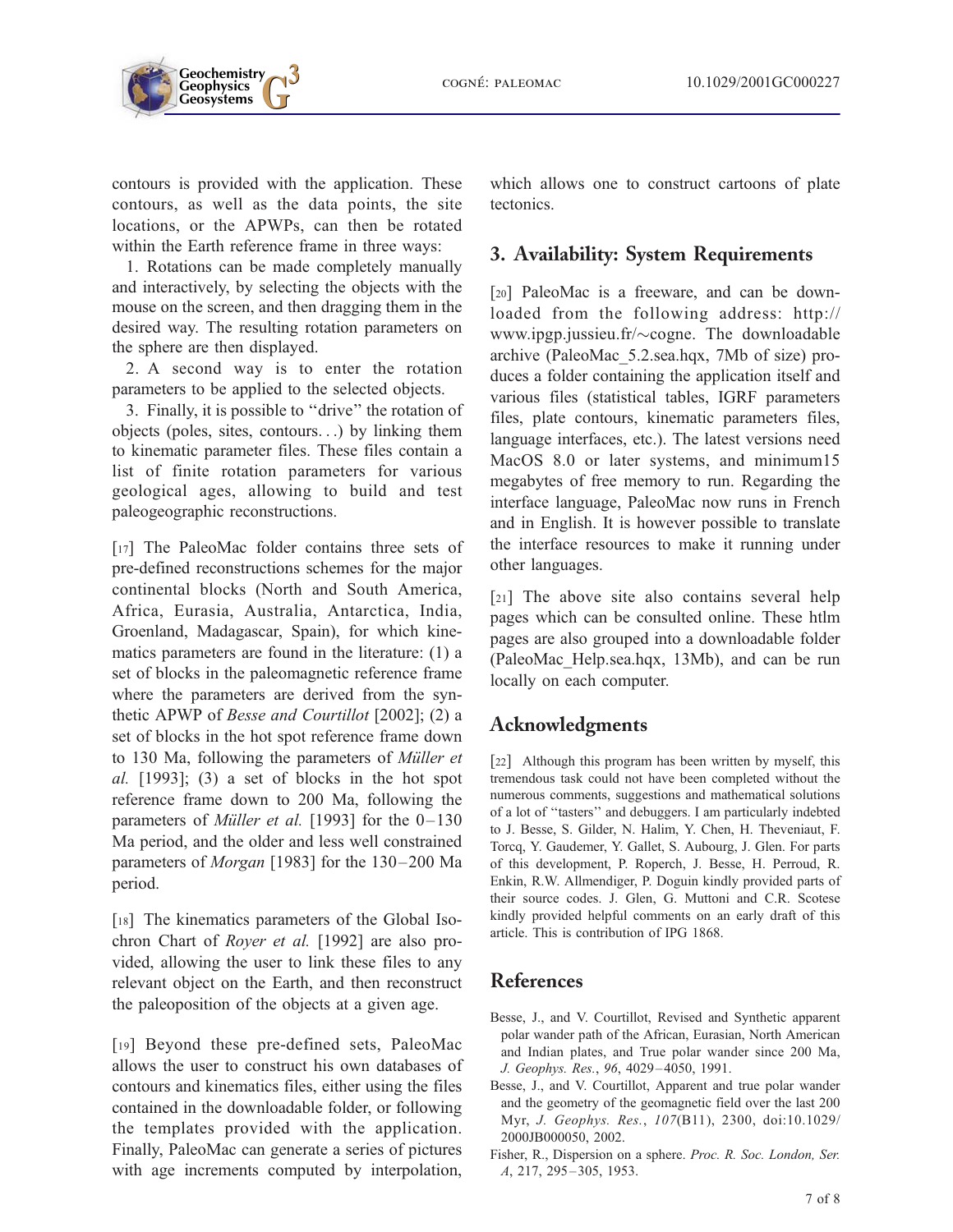contours is provided with the application. These contours, as well as the data points, the site locations, or the APWPs, can then be rotated within the Earth reference frame in three ways:

1. Rotations can be made completely manually and interactively, by selecting the objects with the mouse on the screen, and then dragging them in the desired way. The resulting rotation parameters on the sphere are then displayed.

2. A second way is to enter the rotation parameters to be applied to the selected objects.

3. Finally, it is possible to "drive" the rotation of objects (poles, sites, contours…) by linking them to kinematic parameter files. These files contain a list of finite rotation parameters for various geological ages, allowing to build and test paleogeographic reconstructions.

[17] The PaleoMac folder contains three sets of pre-defined reconstructions schemes for the major continental blocks (North and South America, Africa, Eurasia, Australia, Antarctica, India, Groenland, Madagascar, Spain), for which kinematics parameters are found in the literature: (1) a set of blocks in the paleomagnetic reference frame where the parameters are derived from the synthetic APWP of *Besse and Courtillot* [2002]; (2) a set of blocks in the hot spot reference frame down to 130 Ma, following the parameters of *Müller et al.* [1993]; (3) a set of blocks in the hot spot reference frame down to 200 Ma, following the parameters of *Müller et al.* [1993] for the 0–130 Ma period, and the older and less well constrained parameters of *Morgan* [1983] for the 130–200 Ma period.

[18] The kinematics parameters of the Global Isochron Chart of *Royer et al.* [1992] are also provided, allowing the user to link these files to any relevant object on the Earth, and then reconstruct the paleoposition of the objects at a given age.

[19] Beyond these pre-defined sets, PaleoMac allows the user to construct his own databases of contours and kinematics files, either using the files contained in the downloadable folder, or following the templates provided with the application. Finally, PaleoMac can generate a series of pictures with age increments computed by interpolation, which allows one to construct cartoons of plate tectonics.

## 3. Availability: System Requirements

[20] PaleoMac is a freeware, and can be downloaded from the following address: http://www.ipgp.jussieu.fr/~cogne. The downloadable archive (PaleoMac_5.2.sea.hqx, 7Mb of size) produces a folder containing the application itself and various files (statistical tables, IGRF parameters files, plate contours, kinematic parameters files, language interfaces, etc.). The latest versions need MacOS 8.0 or later systems, and minimum15 megabytes of free memory to run. Regarding the interface language, PaleoMac now runs in French and in English. It is however possible to translate the interface resources to make it running under other languages.

[21] The above site also contains several help pages which can be consulted online. These htlm pages are also grouped into a downloadable folder (PaleoMac_Help.sea.hqx, 13Mb), and can be run locally on each computer.

## Acknowledgments

[22] Although this program has been written by myself, this tremendous task could not have been completed without the numerous comments, suggestions and mathematical solutions of a lot of "tasters" and debuggers. I am particularly indebted to J. Besse, S. Gilder, N. Halim, Y. Chen, H. Theveniaut, F. Torcq, Y. Gaudemer, Y. Gallet, S. Aubourg, J. Glen. For parts of this development, P. Roperch, J. Besse, H. Perroud, R. Enkin, R.W. Allmendiger, P. Doguin kindly provided parts of their source codes. J. Glen, G. Muttoni and C.R. Scotese kindly provided helpful comments on an early draft of this article. This is contribution of IPG 1868.

## References

Besse, J., and V. Courtillot, Revised and Synthetic apparent polar wander path of the African, Eurasian, North American and Indian plates, and True polar wander since 200 Ma, *J. Geophys. Res.*, *96*, 4029–4050, 1991.

Besse, J., and V. Courtillot, Apparent and true polar wander and the geometry of the geomagnetic field over the last 200 Myr, *J. Geophys. Res.*, *107*(B11), 2300, doi:10.1029/2000JB000050, 2002.

Fisher, R., Dispersion on a sphere. *Proc. R. Soc. London, Ser. A*, 217, 295–305, 1953.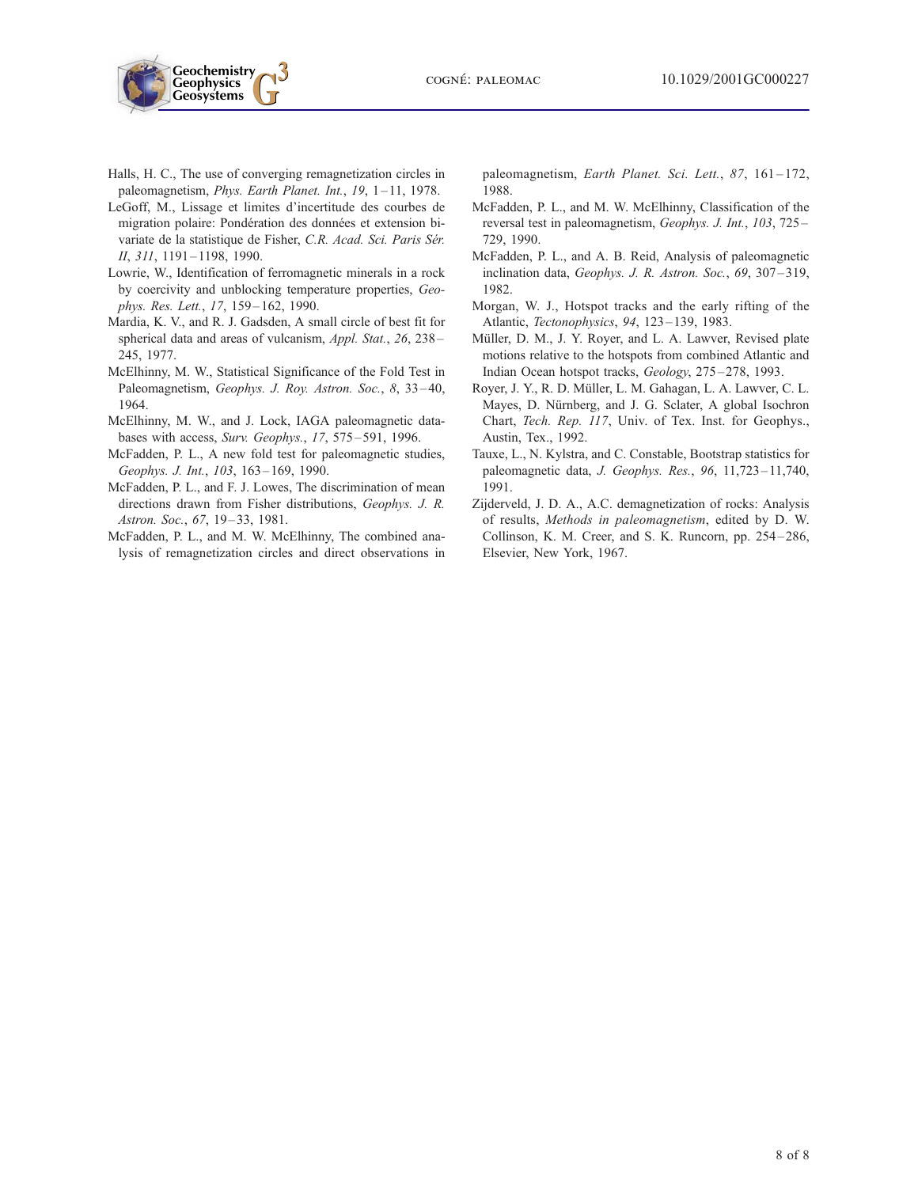Halls, H. C., The use of converging remagnetization circles in paleomagnetism, *Phys. Earth Planet. Int.*, *19*, 1–11, 1978.

LeGoff, M., Lissage et limites d'incertitude des courbes de migration polaire: Pondération des données et extension bivariate de la statistique de Fisher, *C.R. Acad. Sci. Paris Sér. II*, *311*, 1191–1198, 1990.

Lowrie, W., Identification of ferromagnetic minerals in a rock by coercivity and unblocking temperature properties, *Geophys. Res. Lett.*, *17*, 159–162, 1990.

Mardia, K. V., and R. J. Gadsden, A small circle of best fit for spherical data and areas of vulcanism, *Appl. Stat.*, *26*, 238–245, 1977.

McElhinny, M. W., Statistical Significance of the Fold Test in Paleomagnetism, *Geophys. J. Roy. Astron. Soc.*, *8*, 33–40, 1964.

McElhinny, M. W., and J. Lock, IAGA paleomagnetic databases with access, *Surv. Geophys.*, *17*, 575–591, 1996.

McFadden, P. L., A new fold test for paleomagnetic studies, *Geophys. J. Int.*, *103*, 163–169, 1990.

McFadden, P. L., and F. J. Lowes, The discrimination of mean directions drawn from Fisher distributions, *Geophys. J. R. Astron. Soc.*, *67*, 19–33, 1981.

McFadden, P. L., and M. W. McElhinny, The combined analysis of remagnetization circles and direct observations in paleomagnetism, *Earth Planet. Sci. Lett.*, *87*, 161–172, 1988.

McFadden, P. L., and M. W. McElhinny, Classification of the reversal test in paleomagnetism, *Geophys. J. Int.*, *103*, 725–729, 1990.

McFadden, P. L., and A. B. Reid, Analysis of paleomagnetic inclination data, *Geophys. J. R. Astron. Soc.*, *69*, 307–319, 1982.

Morgan, W. J., Hotspot tracks and the early rifting of the Atlantic, *Tectonophysics*, *94*, 123–139, 1983.

Müller, D. M., J. Y. Royer, and L. A. Lawver, Revised plate motions relative to the hotspots from combined Atlantic and Indian Ocean hotspot tracks, *Geology*, 275–278, 1993.

Royer, J. Y., R. D. Müller, L. M. Gahagan, L. A. Lawver, C. L. Mayes, D. Nürnberg, and J. G. Sclater, A global Isochron Chart, *Tech. Rep. 117*, Univ. of Tex. Inst. for Geophys., Austin, Tex., 1992.

Tauxe, L., N. Kylstra, and C. Constable, Bootstrap statistics for paleomagnetic data, *J. Geophys. Res.*, *96*, 11,723–11,740, 1991.

Zijderveld, J. D. A., A.C. demagnetization of rocks: Analysis of results, *Methods in paleomagnetism*, edited by D. W. Collinson, K. M. Creer, and S. K. Runcorn, pp. 254–286, Elsevier, New York, 1967.